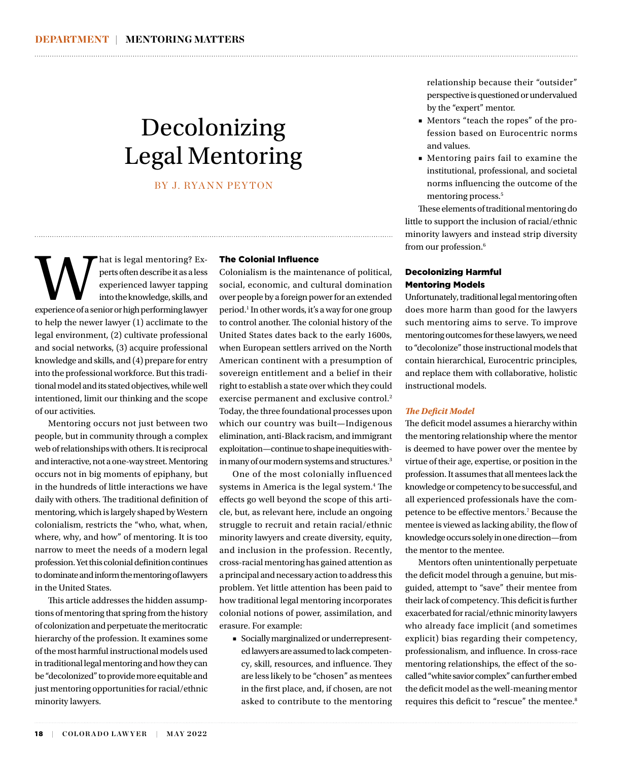# Decolonizing Legal Mentoring

BY J. RYANN PEYTON

What is legal mentoring? Experts often describe it as a less experienced lawyer tapping into the knowledge, skills, and experience of a senior or high performing lawyer to help the newer lawyer (1) acclimate to the legal environment, (2) cultivate professional and social networks, (3) acquire professional knowledge and skills, and (4) prepare for entry into the professional workforce. But this traditional model and its stated objectives, while well intentioned, limit our thinking and the scope of our activities.

Mentoring occurs not just between two people, but in community through a complex web of relationships with others. It is reciprocal and interactive, not a one-way street. Mentoring occurs not in big moments of epiphany, but in the hundreds of little interactions we have daily with others. The traditional definition of mentoring, which is largely shaped by Western colonialism, restricts the "who, what, when, where, why, and how" of mentoring. It is too narrow to meet the needs of a modern legal profession. Yet this colonial definition continues to dominate and inform the mentoring of lawyers in the United States.

This article addresses the hidden assumptions of mentoring that spring from the history of colonization and perpetuate the meritocratic hierarchy of the profession. It examines some of the most harmful instructional models used in traditional legal mentoring and how they can be "decolonized" to provide more equitable and just mentoring opportunities for racial/ethnic minority lawyers.

## The Colonial Influence

Colonialism is the maintenance of political, social, economic, and cultural domination over people by a foreign power for an extended period.[1] In other words, it's a way for one group to control another. The colonial history of the United States dates back to the early 1600s, when European settlers arrived on the North American continent with a presumption of sovereign entitlement and a belief in their right to establish a state over which they could exercise permanent and exclusive control.[2] Today, the three foundational processes upon which our country was built—Indigenous elimination, anti-Black racism, and immigrant exploitation—continue to shape inequities within many of our modern systems and structures.[3]

One of the most colonially influenced systems in America is the legal system.[4] The effects go well beyond the scope of this article, but, as relevant here, include an ongoing struggle to recruit and retain racial/ethnic minority lawyers and create diversity, equity, and inclusion in the profession. Recently, cross-racial mentoring has gained attention as a principal and necessary action to address this problem. Yet little attention has been paid to how traditional legal mentoring incorporates colonial notions of power, assimilation, and erasure. For example:

- Socially marginalized or underrepresented lawyers are assumed to lack competency, skill, resources, and influence. They are less likely to be "chosen" as mentees in the first place, and, if chosen, are not asked to contribute to the mentoring relationship because their "outsider" perspective is questioned or undervalued by the "expert" mentor.
- Mentors "teach the ropes" of the profession based on Eurocentric norms and values.
- Mentoring pairs fail to examine the institutional, professional, and societal norms influencing the outcome of the mentoring process.[5]

These elements of traditional mentoring do little to support the inclusion of racial/ethnic minority lawyers and instead strip diversity from our profession.[6]

## Decolonizing Harmful Mentoring Models

Unfortunately, traditional legal mentoring often does more harm than good for the lawyers such mentoring aims to serve. To improve mentoring outcomes for these lawyers, we need to "decolonize" those instructional models that contain hierarchical, Eurocentric principles, and replace them with collaborative, holistic instructional models.

### *The Deficit Model*

The deficit model assumes a hierarchy within the mentoring relationship where the mentor is deemed to have power over the mentee by virtue of their age, expertise, or position in the profession. It assumes that all mentees lack the knowledge or competency to be successful, and all experienced professionals have the competence to be effective mentors.[7] Because the mentee is viewed as lacking ability, the flow of knowledge occurs solely in one direction—from the mentor to the mentee.

Mentors often unintentionally perpetuate the deficit model through a genuine, but misguided, attempt to "save" their mentee from their lack of competency. This deficit is further exacerbated for racial/ethnic minority lawyers who already face implicit (and sometimes explicit) bias regarding their competency, professionalism, and influence. In cross-race mentoring relationships, the effect of the so-called "white savior complex" can further embed the deficit model as the well-meaning mentor requires this deficit to "rescue" the mentee.[8]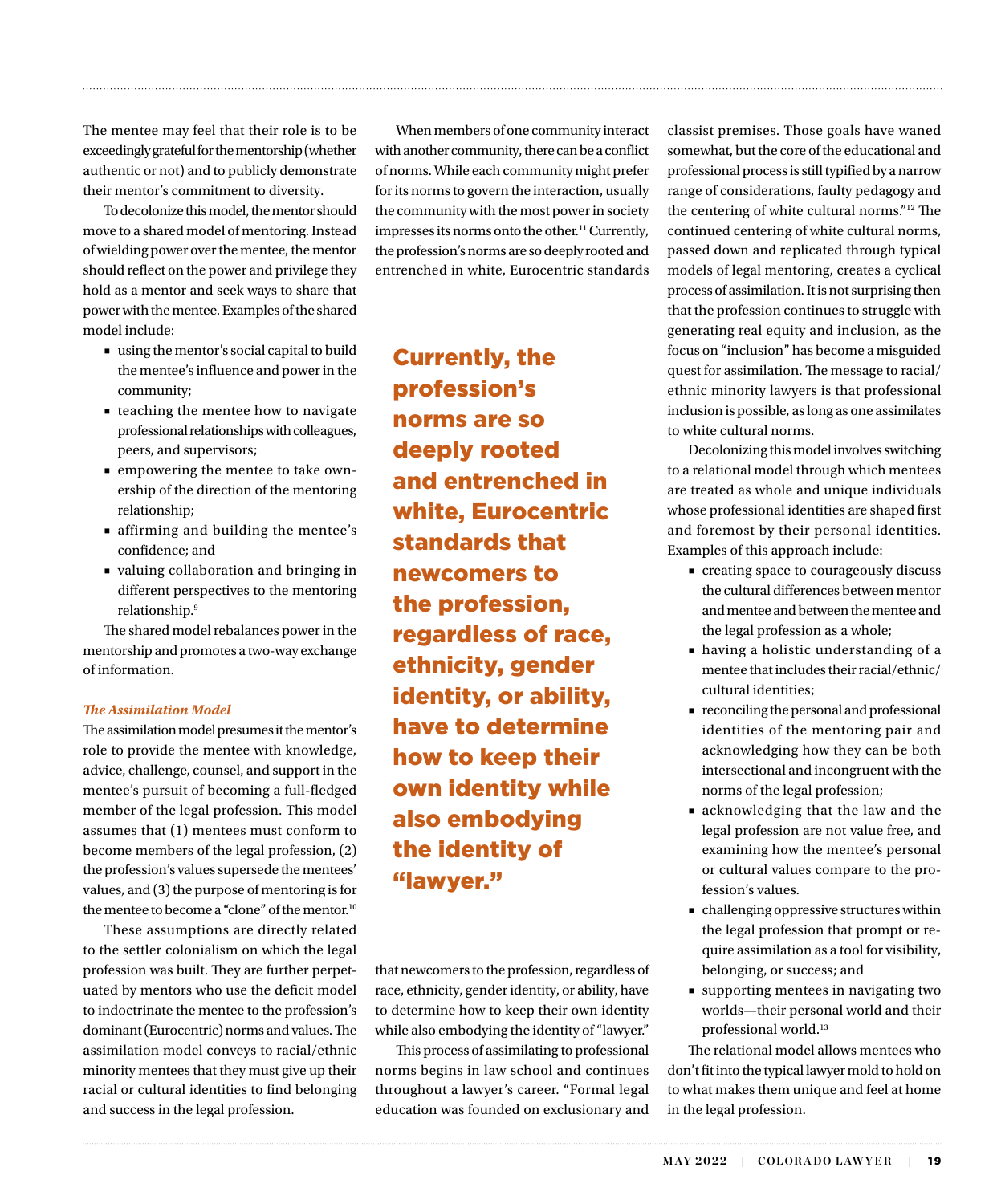The mentee may feel that their role is to be exceedingly grateful for the mentorship (whether authentic or not) and to publicly demonstrate their mentor's commitment to diversity.

To decolonize this model, the mentor should move to a shared model of mentoring. Instead of wielding power over the mentee, the mentor should reflect on the power and privilege they hold as a mentor and seek ways to share that power with the mentee. Examples of the shared model include:

- using the mentor's social capital to build the mentee's influence and power in the community;
- teaching the mentee how to navigate professional relationships with colleagues, peers, and supervisors;
- empowering the mentee to take ownership of the direction of the mentoring relationship;
- affirming and building the mentee's confidence; and
- valuing collaboration and bringing in different perspectives to the mentoring relationship.[9]

The shared model rebalances power in the mentorship and promotes a two-way exchange of information.

### *The Assimilation Model*

The assimilation model presumes it the mentor's role to provide the mentee with knowledge, advice, challenge, counsel, and support in the mentee's pursuit of becoming a full-fledged member of the legal profession. This model assumes that (1) mentees must conform to become members of the legal profession, (2) the profession's values supersede the mentees' values, and (3) the purpose of mentoring is for the mentee to become a "clone" of the mentor.[10]

These assumptions are directly related to the settler colonialism on which the legal profession was built. They are further perpetuated by mentors who use the deficit model to indoctrinate the mentee to the profession's dominant (Eurocentric) norms and values. The assimilation model conveys to racial/ethnic minority mentees that they must give up their racial or cultural identities to find belonging and success in the legal profession.

When members of one community interact with another community, there can be a conflict of norms. While each community might prefer for its norms to govern the interaction, usually the community with the most power in society impresses its norms onto the other.[11] Currently, the profession's norms are so deeply rooted and entrenched in white, Eurocentric standards that newcomers to the profession, regardless of race, ethnicity, gender identity, or ability, have to determine how to keep their own identity while also embodying the identity of "lawyer."

> **Currently, the profession's norms are so deeply rooted and entrenched in white, Eurocentric standards that newcomers to the profession, regardless of race, ethnicity, gender identity, or ability, have to determine how to keep their own identity while also embodying the identity of "lawyer."**

This process of assimilating to professional norms begins in law school and continues throughout a lawyer's career. "Formal legal education was founded on exclusionary and classist premises. Those goals have waned somewhat, but the core of the educational and professional process is still typified by a narrow range of considerations, faulty pedagogy and the centering of white cultural norms."[12] The continued centering of white cultural norms, passed down and replicated through typical models of legal mentoring, creates a cyclical process of assimilation. It is not surprising then that the profession continues to struggle with generating real equity and inclusion, as the focus on "inclusion" has become a misguided quest for assimilation. The message to racial/ethnic minority lawyers is that professional inclusion is possible, as long as one assimilates to white cultural norms.

Decolonizing this model involves switching to a relational model through which mentees are treated as whole and unique individuals whose professional identities are shaped first and foremost by their personal identities. Examples of this approach include:

- creating space to courageously discuss the cultural differences between mentor and mentee and between the mentee and the legal profession as a whole;
- having a holistic understanding of a mentee that includes their racial/ethnic/cultural identities;
- reconciling the personal and professional identities of the mentoring pair and acknowledging how they can be both intersectional and incongruent with the norms of the legal profession;
- acknowledging that the law and the legal profession are not value free, and examining how the mentee's personal or cultural values compare to the profession's values.
- challenging oppressive structures within the legal profession that prompt or require assimilation as a tool for visibility, belonging, or success; and
- supporting mentees in navigating two worlds—their personal world and their professional world.[13]

The relational model allows mentees who don't fit into the typical lawyer mold to hold on to what makes them unique and feel at home in the legal profession.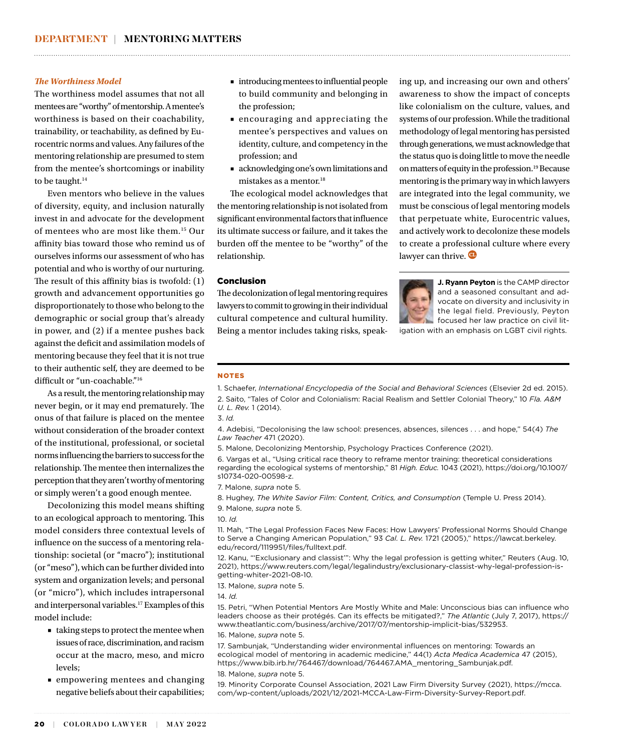### *The Worthiness Model*

The worthiness model assumes that not all mentees are "worthy" of mentorship. A mentee's worthiness is based on their coachability, trainability, or teachability, as defined by Eurocentric norms and values. Any failures of the mentoring relationship are presumed to stem from the mentee's shortcomings or inability to be taught.[14]

Even mentors who believe in the values of diversity, equity, and inclusion naturally invest in and advocate for the development of mentees who are most like them.[15] Our affinity bias toward those who remind us of ourselves informs our assessment of who has potential and who is worthy of our nurturing. The result of this affinity bias is twofold: (1) growth and advancement opportunities go disproportionately to those who belong to the demographic or social group that's already in power, and (2) if a mentee pushes back against the deficit and assimilation models of mentoring because they feel that it is not true to their authentic self, they are deemed to be difficult or "un-coachable."[16]

As a result, the mentoring relationship may never begin, or it may end prematurely. The onus of that failure is placed on the mentee without consideration of the broader context of the institutional, professional, or societal norms influencing the barriers to success for the relationship. The mentee then internalizes the perception that they aren't worthy of mentoring or simply weren't a good enough mentee.

Decolonizing this model means shifting to an ecological approach to mentoring. This model considers three contextual levels of influence on the success of a mentoring relationship: societal (or "macro"); institutional (or "meso"), which can be further divided into system and organization levels; and personal (or "micro"), which includes intrapersonal and interpersonal variables.[17] Examples of this model include:

- taking steps to protect the mentee when issues of race, discrimination, and racism occur at the macro, meso, and micro levels;
- empowering mentees and changing negative beliefs about their capabilities;
- introducing mentees to influential people to build community and belonging in the profession;
- encouraging and appreciating the mentee's perspectives and values on identity, culture, and competency in the profession; and
- acknowledging one's own limitations and mistakes as a mentor.[18]

The ecological model acknowledges that the mentoring relationship is not isolated from significant environmental factors that influence its ultimate success or failure, and it takes the burden off the mentee to be "worthy" of the relationship.

## Conclusion

The decolonization of legal mentoring requires lawyers to commit to growing in their individual cultural competence and cultural humility. Being a mentor includes taking risks, speaking up, and increasing our own and others' awareness to show the impact of concepts like colonialism on the culture, values, and systems of our profession. While the traditional methodology of legal mentoring has persisted through generations, we must acknowledge that the status quo is doing little to move the needle on matters of equity in the profession.[19] Because mentoring is the primary way in which lawyers are integrated into the legal community, we must be conscious of legal mentoring models that perpetuate white, Eurocentric values, and actively work to decolonize these models to create a professional culture where every lawyer can thrive.

**J. Ryann Peyton** is the CAMP director and a seasoned consultant and advocate on diversity and inclusivity in the legal field. Previously, Peyton focused her law practice on civil litigation with an emphasis on LGBT civil rights.

## NOTES

1. Schaefer, *International Encyclopedia of the Social and Behavioral Sciences* (Elsevier 2d ed. 2015).
2. Saito, "Tales of Color and Colonialism: Racial Realism and Settler Colonial Theory," 10 *Fla. A&M U. L. Rev.* 1 (2014).
3. *Id.*
4. Adebisi, "Decolonising the law school: presences, absences, silences . . . and hope," 54(4) *The Law Teacher* 471 (2020).
5. Malone, Decolonizing Mentorship, Psychology Practices Conference (2021).
6. Vargas et al., "Using critical race theory to reframe mentor training: theoretical considerations regarding the ecological systems of mentorship," 81 *High. Educ.* 1043 (2021), https://doi.org/10.1007/s10734-020-00598-z.
7. Malone, *supra* note 5.
8. Hughey, *The White Savior Film: Content, Critics, and Consumption* (Temple U. Press 2014).
9. Malone, *supra* note 5.
10. *Id.*
11. Mah, "The Legal Profession Faces New Faces: How Lawyers' Professional Norms Should Change to Serve a Changing American Population," 93 *Cal. L. Rev.* 1721 (2005)," https://lawcat.berkeley.edu/record/1119951/files/fulltext.pdf.
12. Kanu, "'Exclusionary and classist'": Why the legal profession is getting whiter," Reuters (Aug. 10, 2021), https://www.reuters.com/legal/legalindustry/exclusionary-classist-why-legal-profession-is-getting-whiter-2021-08-10.
13. Malone, *supra* note 5.
14. *Id.*
15. Petri, "When Potential Mentors Are Mostly White and Male: Unconscious bias can influence who leaders choose as their protégés. Can its effects be mitigated?," *The Atlantic* (July 7, 2017), https://www.theatlantic.com/business/archive/2017/07/mentorship-implicit-bias/532953.
16. Malone, *supra* note 5.
17. Sambunjak, "Understanding wider environmental influences on mentoring: Towards an ecological model of mentoring in academic medicine," 44(1) *Acta Medica Academica* 47 (2015), https://www.bib.irb.hr/764467/download/764467.AMA_mentoring_Sambunjak.pdf.
18. Malone, *supra* note 5.
19. Minority Corporate Counsel Association, 2021 Law Firm Diversity Survey (2021), https://mcca.com/wp-content/uploads/2021/12/2021-MCCA-Law-Firm-Diversity-Survey-Report.pdf.